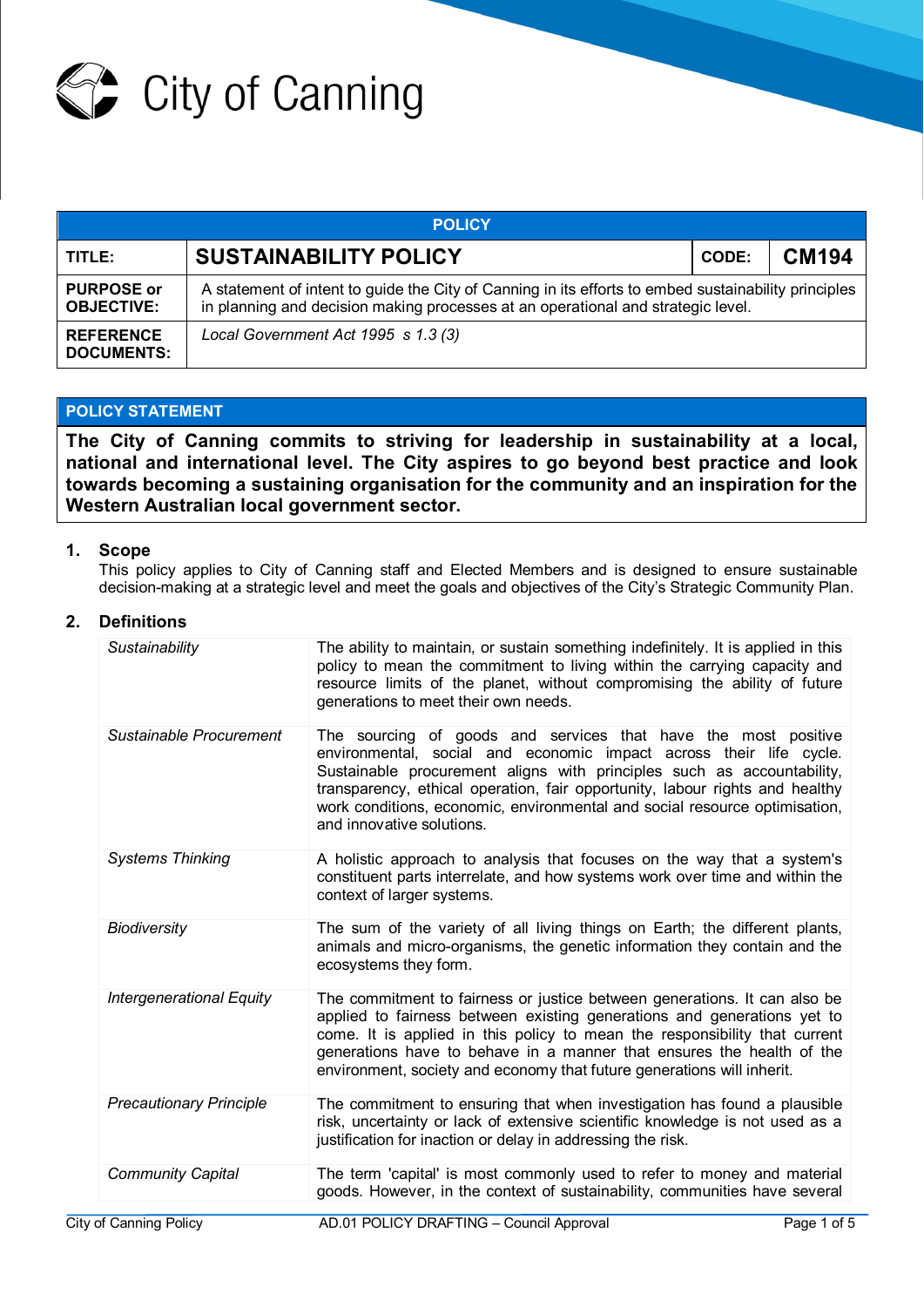City of Canning

| POLICY | | | |
|---|---|---|---|
| **TITLE:** | **SUSTAINABILITY POLICY** | **CODE:** | **CM194** |
| **PURPOSE or OBJECTIVE:** | A statement of intent to guide the City of Canning in its efforts to embed sustainability principles in planning and decision making processes at an operational and strategic level. | | |
| **REFERENCE DOCUMENTS:** | *Local Government Act 1995 s 1.3 (3)* | | |

## POLICY STATEMENT

**The City of Canning commits to striving for leadership in sustainability at a local, national and international level. The City aspires to go beyond best practice and look towards becoming a sustaining organisation for the community and an inspiration for the Western Australian local government sector.**

### 1. Scope

This policy applies to City of Canning staff and Elected Members and is designed to ensure sustainable decision-making at a strategic level and meet the goals and objectives of the City's Strategic Community Plan.

### 2. Definitions

| | |
|---|---|
| *Sustainability* | The ability to maintain, or sustain something indefinitely. It is applied in this policy to mean the commitment to living within the carrying capacity and resource limits of the planet, without compromising the ability of future generations to meet their own needs. |
| *Sustainable Procurement* | The sourcing of goods and services that have the most positive environmental, social and economic impact across their life cycle. Sustainable procurement aligns with principles such as accountability, transparency, ethical operation, fair opportunity, labour rights and healthy work conditions, economic, environmental and social resource optimisation, and innovative solutions. |
| *Systems Thinking* | A holistic approach to analysis that focuses on the way that a system's constituent parts interrelate, and how systems work over time and within the context of larger systems. |
| *Biodiversity* | The sum of the variety of all living things on Earth; the different plants, animals and micro-organisms, the genetic information they contain and the ecosystems they form. |
| *Intergenerational Equity* | The commitment to fairness or justice between generations. It can also be applied to fairness between existing generations and generations yet to come. It is applied in this policy to mean the responsibility that current generations have to behave in a manner that ensures the health of the environment, society and economy that future generations will inherit. |
| *Precautionary Principle* | The commitment to ensuring that when investigation has found a plausible risk, uncertainty or lack of extensive scientific knowledge is not used as a justification for inaction or delay in addressing the risk. |
| *Community Capital* | The term 'capital' is most commonly used to refer to money and material goods. However, in the context of sustainability, communities have several |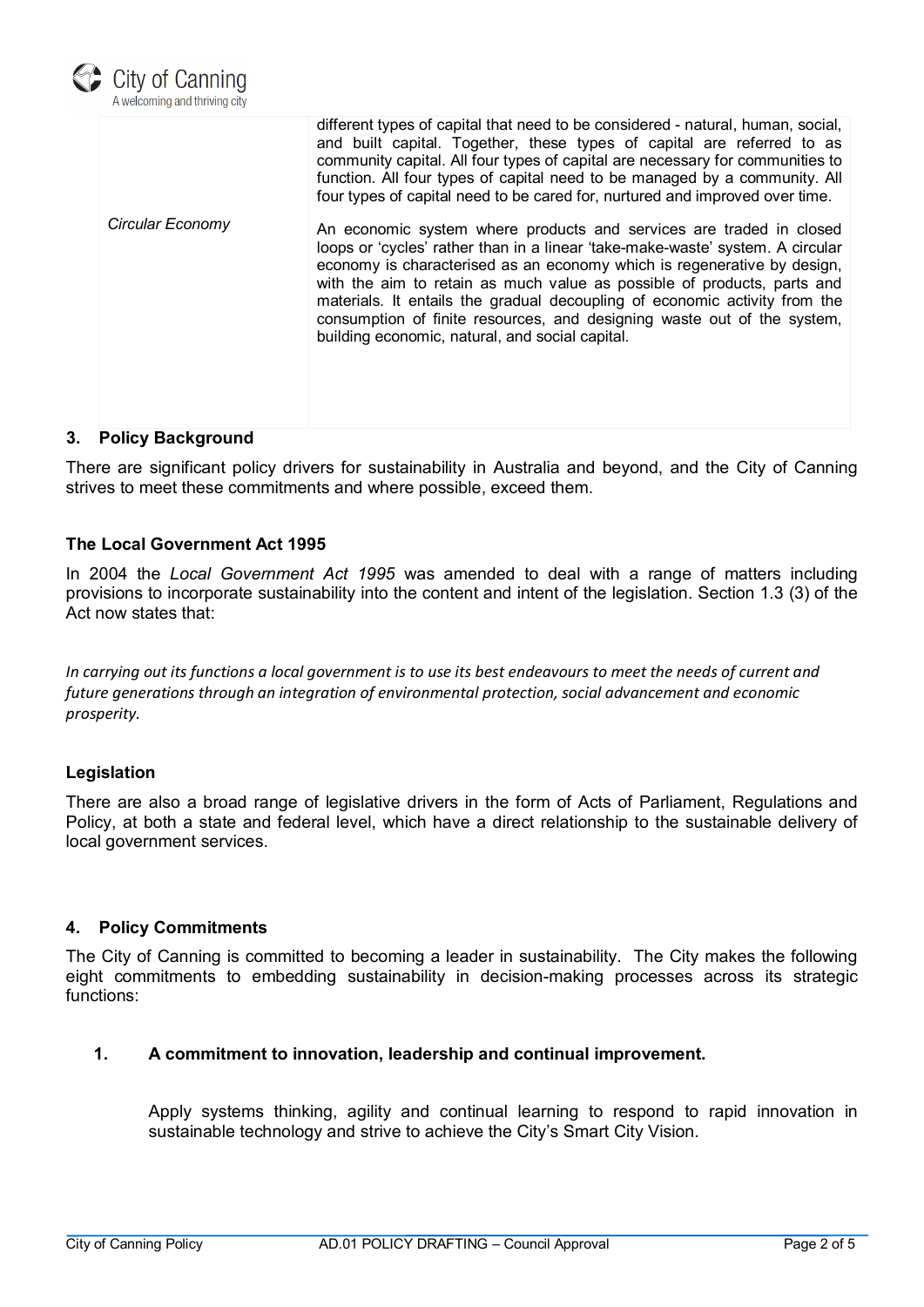| | |
|---|---|
| | different types of capital that need to be considered - natural, human, social, and built capital. Together, these types of capital are referred to as community capital. All four types of capital are necessary for communities to function. All four types of capital need to be managed by a community. All four types of capital need to be cared for, nurtured and improved over time. |
| *Circular Economy* | An economic system where products and services are traded in closed loops or 'cycles' rather than in a linear 'take-make-waste' system. A circular economy is characterised as an economy which is regenerative by design, with the aim to retain as much value as possible of products, parts and materials. It entails the gradual decoupling of economic activity from the consumption of finite resources, and designing waste out of the system, building economic, natural, and social capital. |

## 3. Policy Background

There are significant policy drivers for sustainability in Australia and beyond, and the City of Canning strives to meet these commitments and where possible, exceed them.

### The Local Government Act 1995

In 2004 the *Local Government Act 1995* was amended to deal with a range of matters including provisions to incorporate sustainability into the content and intent of the legislation. Section 1.3 (3) of the Act now states that:

*In carrying out its functions a local government is to use its best endeavours to meet the needs of current and future generations through an integration of environmental protection, social advancement and economic prosperity.*

### Legislation

There are also a broad range of legislative drivers in the form of Acts of Parliament, Regulations and Policy, at both a state and federal level, which have a direct relationship to the sustainable delivery of local government services.

## 4. Policy Commitments

The City of Canning is committed to becoming a leader in sustainability. The City makes the following eight commitments to embedding sustainability in decision-making processes across its strategic functions:

### 1. A commitment to innovation, leadership and continual improvement.

Apply systems thinking, agility and continual learning to respond to rapid innovation in sustainable technology and strive to achieve the City's Smart City Vision.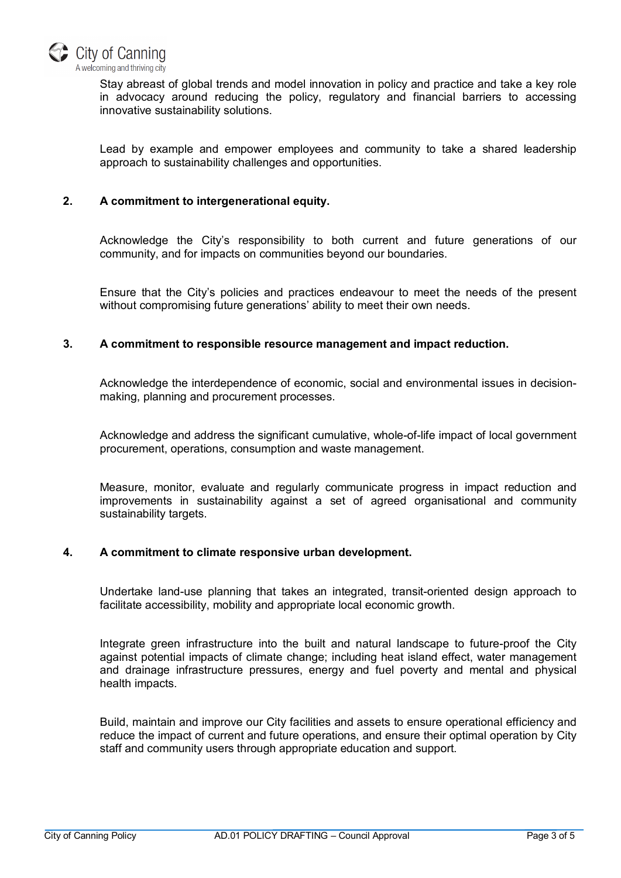Stay abreast of global trends and model innovation in policy and practice and take a key role in advocacy around reducing the policy, regulatory and financial barriers to accessing innovative sustainability solutions.

Lead by example and empower employees and community to take a shared leadership approach to sustainability challenges and opportunities.

**2. A commitment to intergenerational equity.**

Acknowledge the City's responsibility to both current and future generations of our community, and for impacts on communities beyond our boundaries.

Ensure that the City's policies and practices endeavour to meet the needs of the present without compromising future generations' ability to meet their own needs.

**3. A commitment to responsible resource management and impact reduction.**

Acknowledge the interdependence of economic, social and environmental issues in decision-making, planning and procurement processes.

Acknowledge and address the significant cumulative, whole-of-life impact of local government procurement, operations, consumption and waste management.

Measure, monitor, evaluate and regularly communicate progress in impact reduction and improvements in sustainability against a set of agreed organisational and community sustainability targets.

**4. A commitment to climate responsive urban development.**

Undertake land-use planning that takes an integrated, transit-oriented design approach to facilitate accessibility, mobility and appropriate local economic growth.

Integrate green infrastructure into the built and natural landscape to future-proof the City against potential impacts of climate change; including heat island effect, water management and drainage infrastructure pressures, energy and fuel poverty and mental and physical health impacts.

Build, maintain and improve our City facilities and assets to ensure operational efficiency and reduce the impact of current and future operations, and ensure their optimal operation by City staff and community users through appropriate education and support.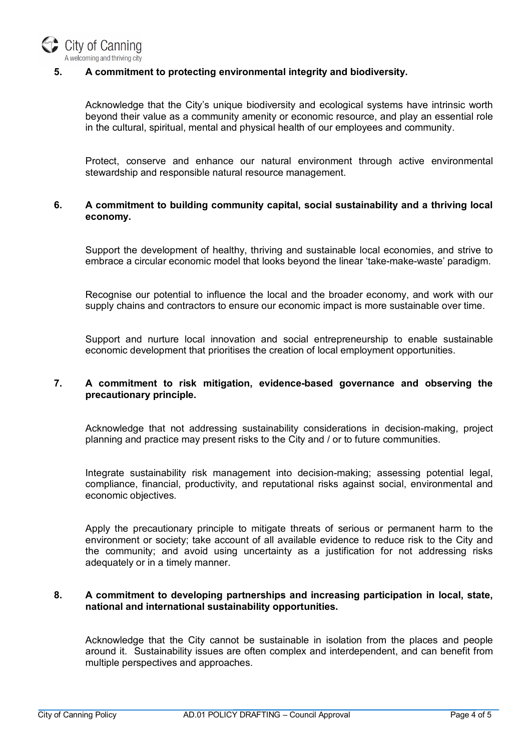**5. A commitment to protecting environmental integrity and biodiversity.**

Acknowledge that the City's unique biodiversity and ecological systems have intrinsic worth beyond their value as a community amenity or economic resource, and play an essential role in the cultural, spiritual, mental and physical health of our employees and community.

Protect, conserve and enhance our natural environment through active environmental stewardship and responsible natural resource management.

**6. A commitment to building community capital, social sustainability and a thriving local economy.**

Support the development of healthy, thriving and sustainable local economies, and strive to embrace a circular economic model that looks beyond the linear 'take-make-waste' paradigm.

Recognise our potential to influence the local and the broader economy, and work with our supply chains and contractors to ensure our economic impact is more sustainable over time.

Support and nurture local innovation and social entrepreneurship to enable sustainable economic development that prioritises the creation of local employment opportunities.

**7. A commitment to risk mitigation, evidence-based governance and observing the precautionary principle.**

Acknowledge that not addressing sustainability considerations in decision-making, project planning and practice may present risks to the City and / or to future communities.

Integrate sustainability risk management into decision-making; assessing potential legal, compliance, financial, productivity, and reputational risks against social, environmental and economic objectives.

Apply the precautionary principle to mitigate threats of serious or permanent harm to the environment or society; take account of all available evidence to reduce risk to the City and the community; and avoid using uncertainty as a justification for not addressing risks adequately or in a timely manner.

**8. A commitment to developing partnerships and increasing participation in local, state, national and international sustainability opportunities.**

Acknowledge that the City cannot be sustainable in isolation from the places and people around it. Sustainability issues are often complex and interdependent, and can benefit from multiple perspectives and approaches.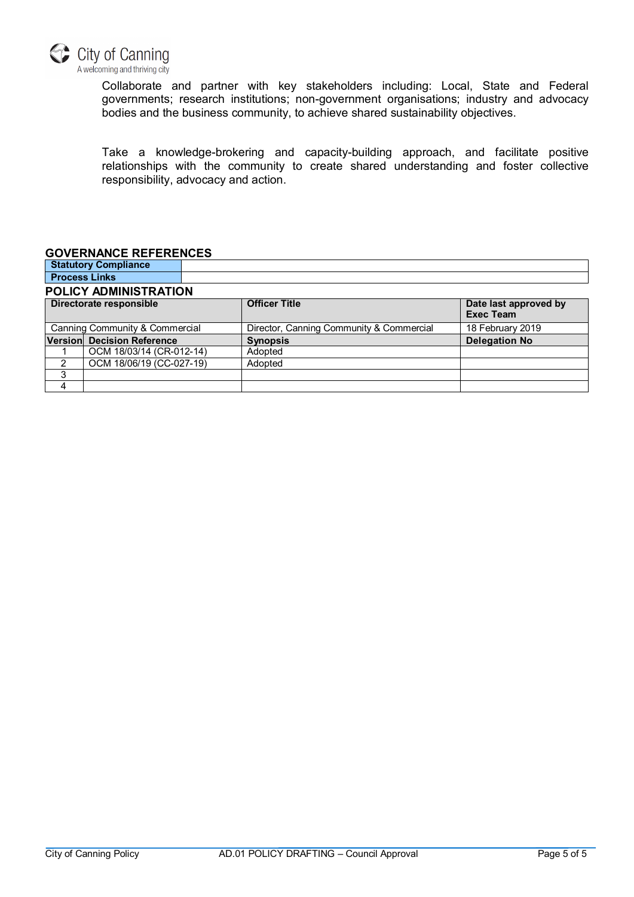Collaborate and partner with key stakeholders including: Local, State and Federal governments; research institutions; non-government organisations; industry and advocacy bodies and the business community, to achieve shared sustainability objectives.

Take a knowledge-brokering and capacity-building approach, and facilitate positive relationships with the community to create shared understanding and foster collective responsibility, advocacy and action.

## GOVERNANCE REFERENCES

| | |
|---|---|
| **Statutory Compliance** | |
| **Process Links** | |

## POLICY ADMINISTRATION

| Directorate responsible | | Officer Title | Date last approved by Exec Team |
|---|---|---|---|
| Canning Community & Commercial | | Director, Canning Community & Commercial | 18 February 2019 |
| **Version** | **Decision Reference** | **Synopsis** | **Delegation No** |
| 1 | OCM 18/03/14 (CR-012-14) | Adopted | |
| 2 | OCM 18/06/19 (CC-027-19) | Adopted | |
| 3 | | | |
| 4 | | | |